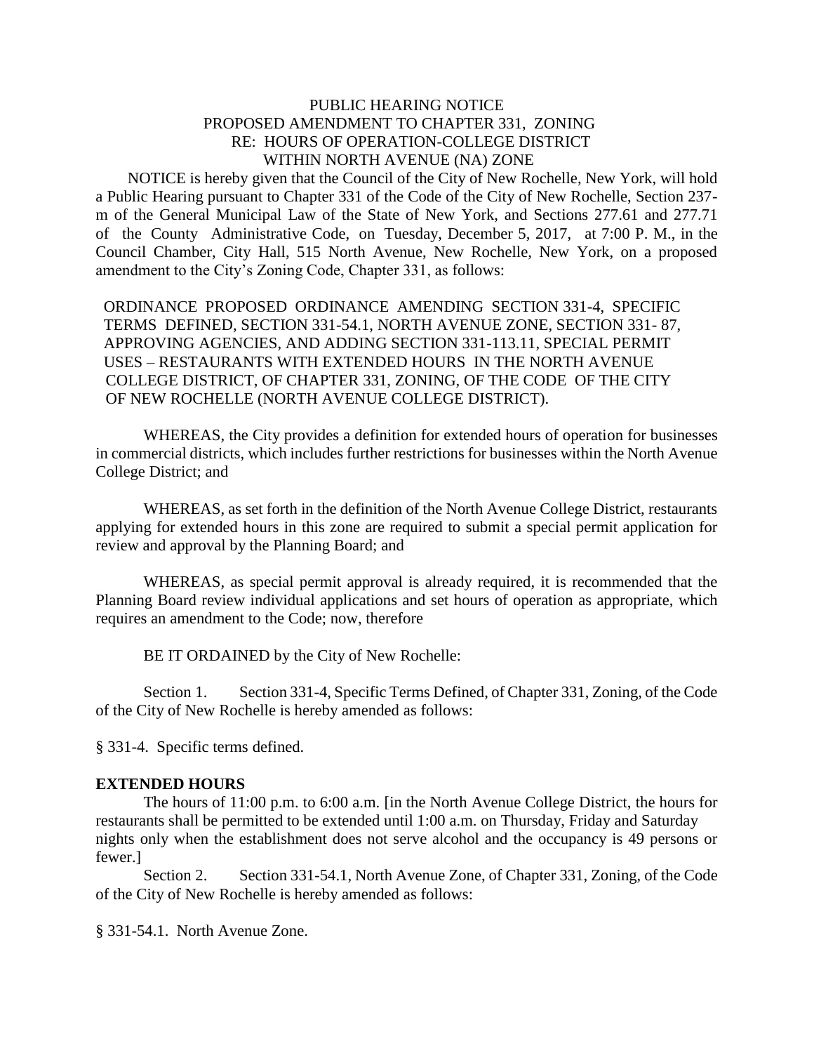PUBLIC HEARING NOTICE
PROPOSED AMENDMENT TO CHAPTER 331, ZONING
RE: HOURS OF OPERATION-COLLEGE DISTRICT
WITHIN NORTH AVENUE (NA) ZONE

NOTICE is hereby given that the Council of the City of New Rochelle, New York, will hold a Public Hearing pursuant to Chapter 331 of the Code of the City of New Rochelle, Section 237-m of the General Municipal Law of the State of New York, and Sections 277.61 and 277.71 of the County Administrative Code, on Tuesday, December 5, 2017, at 7:00 P. M., in the Council Chamber, City Hall, 515 North Avenue, New Rochelle, New York, on a proposed amendment to the City's Zoning Code, Chapter 331, as follows:

ORDINANCE PROPOSED ORDINANCE AMENDING SECTION 331-4, SPECIFIC TERMS DEFINED, SECTION 331-54.1, NORTH AVENUE ZONE, SECTION 331- 87, APPROVING AGENCIES, AND ADDING SECTION 331-113.11, SPECIAL PERMIT USES – RESTAURANTS WITH EXTENDED HOURS IN THE NORTH AVENUE COLLEGE DISTRICT, OF CHAPTER 331, ZONING, OF THE CODE OF THE CITY OF NEW ROCHELLE (NORTH AVENUE COLLEGE DISTRICT).

WHEREAS, the City provides a definition for extended hours of operation for businesses in commercial districts, which includes further restrictions for businesses within the North Avenue College District; and

WHEREAS, as set forth in the definition of the North Avenue College District, restaurants applying for extended hours in this zone are required to submit a special permit application for review and approval by the Planning Board; and

WHEREAS, as special permit approval is already required, it is recommended that the Planning Board review individual applications and set hours of operation as appropriate, which requires an amendment to the Code; now, therefore

BE IT ORDAINED by the City of New Rochelle:

Section 1. Section 331-4, Specific Terms Defined, of Chapter 331, Zoning, of the Code of the City of New Rochelle is hereby amended as follows:

§ 331-4. Specific terms defined.

**EXTENDED HOURS**

The hours of 11:00 p.m. to 6:00 a.m. [in the North Avenue College District, the hours for restaurants shall be permitted to be extended until 1:00 a.m. on Thursday, Friday and Saturday nights only when the establishment does not serve alcohol and the occupancy is 49 persons or fewer.]

Section 2. Section 331-54.1, North Avenue Zone, of Chapter 331, Zoning, of the Code of the City of New Rochelle is hereby amended as follows:

§ 331-54.1. North Avenue Zone.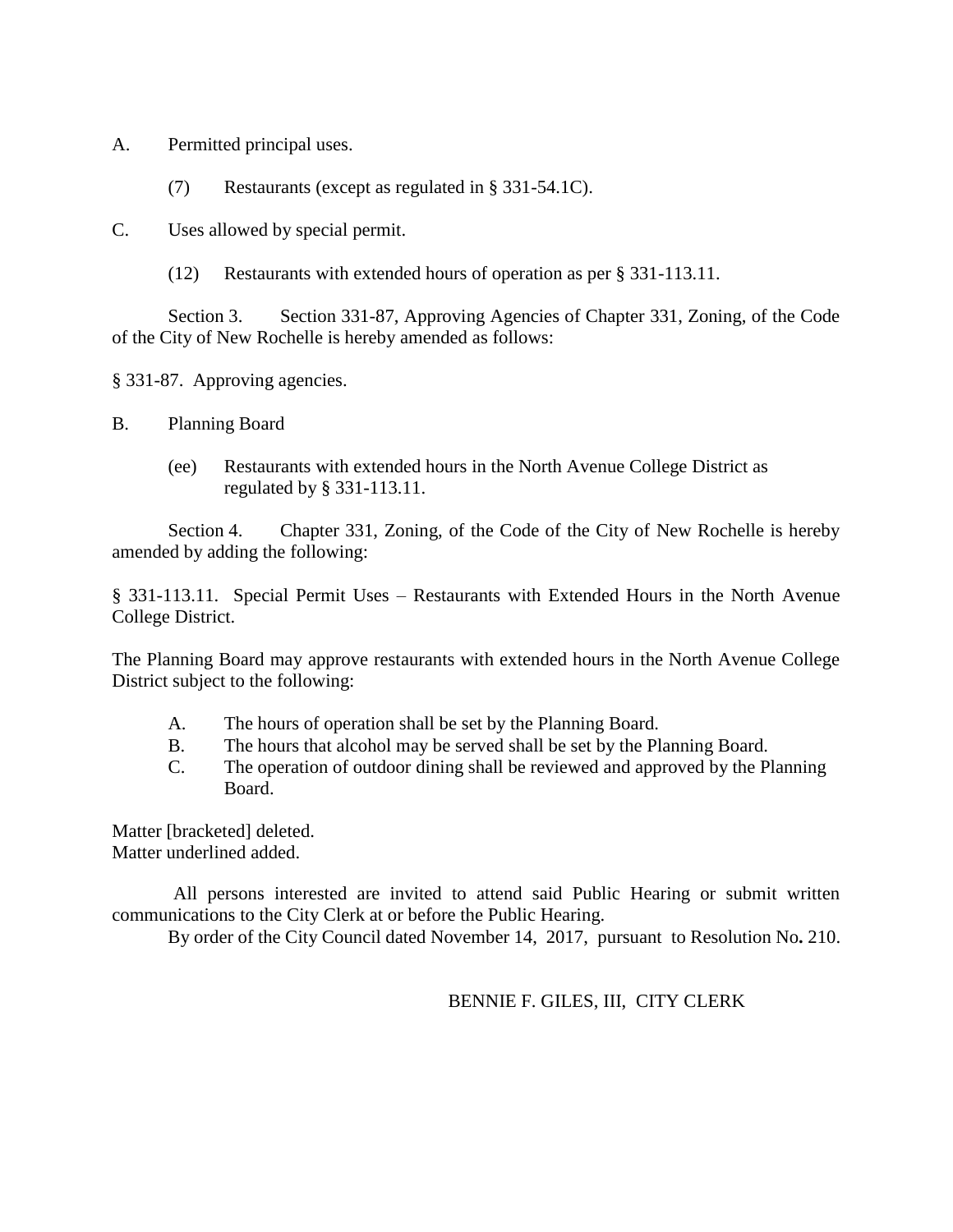A. Permitted principal uses.

(7) Restaurants (except as regulated in § 331-54.1C).

C. Uses allowed by special permit.

(12) Restaurants with extended hours of operation as per § 331-113.11.

Section 3. Section 331-87, Approving Agencies of Chapter 331, Zoning, of the Code of the City of New Rochelle is hereby amended as follows:

§ 331-87. Approving agencies.

B. Planning Board

(ee) Restaurants with extended hours in the North Avenue College District as regulated by § 331-113.11.

Section 4. Chapter 331, Zoning, of the Code of the City of New Rochelle is hereby amended by adding the following:

§ 331-113.11. Special Permit Uses – Restaurants with Extended Hours in the North Avenue College District.

The Planning Board may approve restaurants with extended hours in the North Avenue College District subject to the following:

A. The hours of operation shall be set by the Planning Board.
B. The hours that alcohol may be served shall be set by the Planning Board.
C. The operation of outdoor dining shall be reviewed and approved by the Planning Board.

Matter [bracketed] deleted.
Matter underlined added.

All persons interested are invited to attend said Public Hearing or submit written communications to the City Clerk at or before the Public Hearing.

By order of the City Council dated November 14, 2017, pursuant to Resolution No**.** 210.

BENNIE F. GILES, III, CITY CLERK